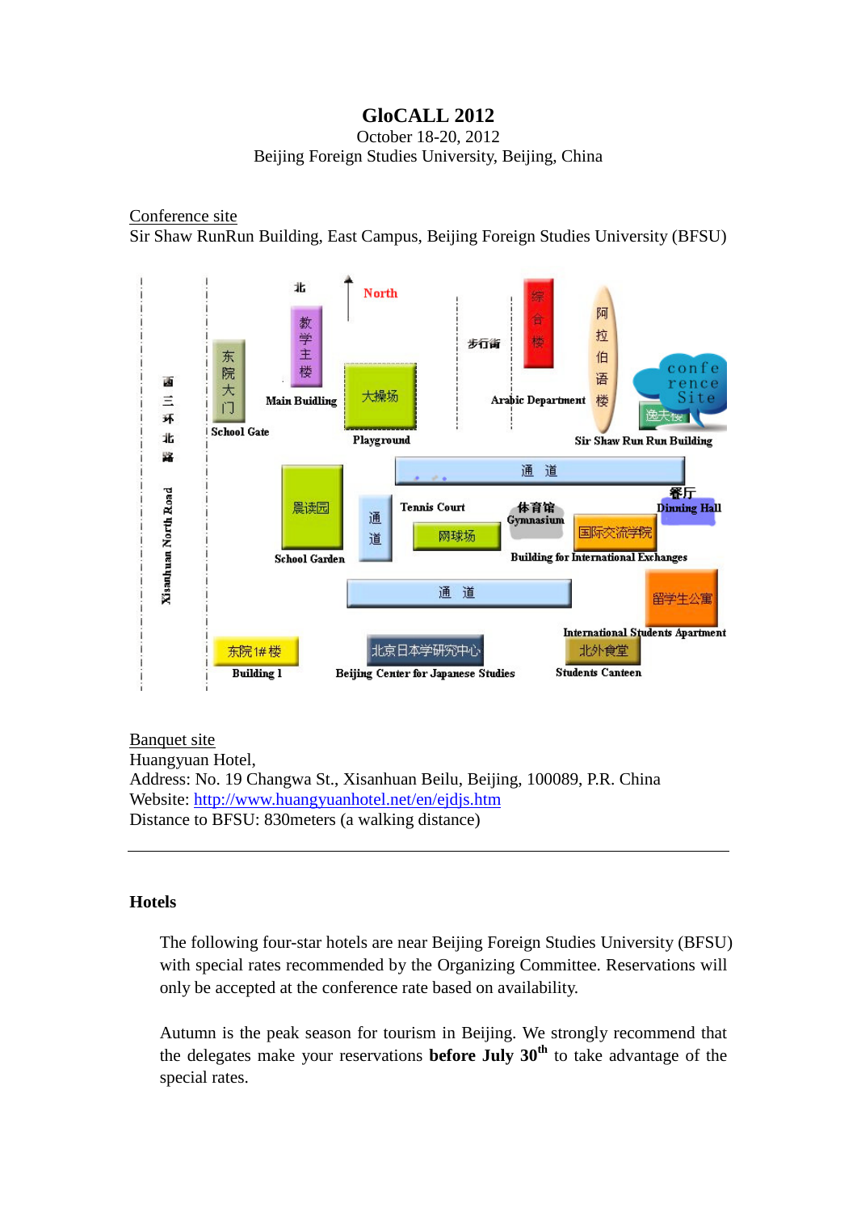# GloCALL 2012

October 18-20, 2012

Beijing Foreign Studies University, Beijing, China

Conference site

Sir Shaw RunRun Building, East Campus, Beijing Foreign Studies University (BFSU)

Banquet site

Huangyuan Hotel,

Address: No. 19 Changwa St., Xisanhuan Beilu, Beijing, 100089, P.R. China

Website: http://www.huangyuanhotel.net/en/ejdjs.htm

Distance to BFSU: 830meters (a walking distance)

---

## Hotels

The following four-star hotels are near Beijing Foreign Studies University (BFSU) with special rates recommended by the Organizing Committee. Reservations will only be accepted at the conference rate based on availability.

Autumn is the peak season for tourism in Beijing. We strongly recommend that the delegates make your reservations **before July 30th** to take advantage of the special rates.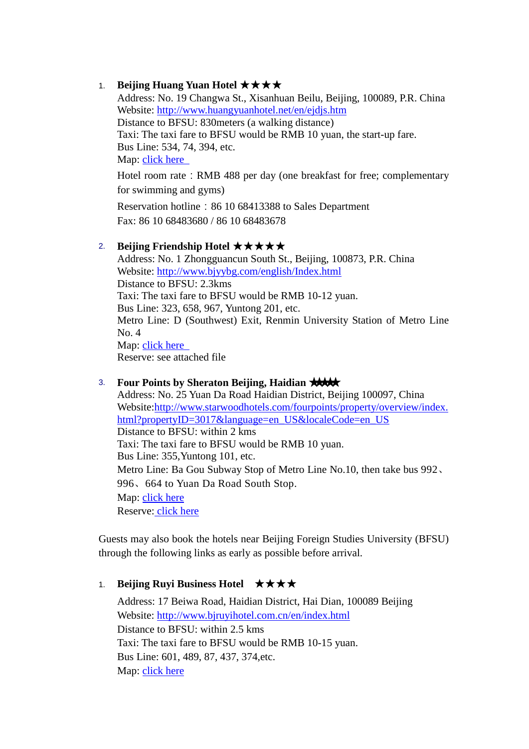1. **Beijing Huang Yuan Hotel ★★★★**
   Address: No. 19 Changwa St., Xisanhuan Beilu, Beijing, 100089, P.R. China
   Website: http://www.huangyuanhotel.net/en/ejdjs.htm
   Distance to BFSU: 830meters (a walking distance)
   Taxi: The taxi fare to BFSU would be RMB 10 yuan, the start-up fare.
   Bus Line: 534, 74, 394, etc.
   Map: click here

   Hotel room rate：RMB 488 per day (one breakfast for free; complementary for swimming and gyms)

   Reservation hotline：86 10 68413388 to Sales Department
   Fax: 86 10 68483680 / 86 10 68483678

2. **Beijing Friendship Hotel ★★★★★**
   Address: No. 1 Zhongguancun South St., Beijing, 100873, P.R. China
   Website: http://www.bjyybg.com/english/Index.html
   Distance to BFSU: 2.3kms
   Taxi: The taxi fare to BFSU would be RMB 10-12 yuan.
   Bus Line: 323, 658, 967, Yuntong 201, etc.
   Metro Line: D (Southwest) Exit, Renmin University Station of Metro Line No. 4
   Map: click here
   Reserve: see attached file

3. **Four Points by Sheraton Beijing, Haidian ★★★★**
   Address: No. 25 Yuan Da Road Haidian District, Beijing 100097, China
   Website:http://www.starwoodhotels.com/fourpoints/property/overview/index.html?propertyID=3017&language=en_US&localeCode=en_US
   Distance to BFSU: within 2 kms
   Taxi: The taxi fare to BFSU would be RMB 10 yuan.
   Bus Line: 355,Yuntong 101, etc.
   Metro Line: Ba Gou Subway Stop of Metro Line No.10, then take bus 992、996、664 to Yuan Da Road South Stop.
   Map: click here
   Reserve: click here

Guests may also book the hotels near Beijing Foreign Studies University (BFSU) through the following links as early as possible before arrival.

1. **Beijing Ruyi Business Hotel ★★★★**

   Address: 17 Beiwa Road, Haidian District, Hai Dian, 100089 Beijing
   Website: http://www.bjruyihotel.com.cn/en/index.html
   Distance to BFSU: within 2.5 kms
   Taxi: The taxi fare to BFSU would be RMB 10-15 yuan.
   Bus Line: 601, 489, 87, 437, 374,etc.
   Map: click here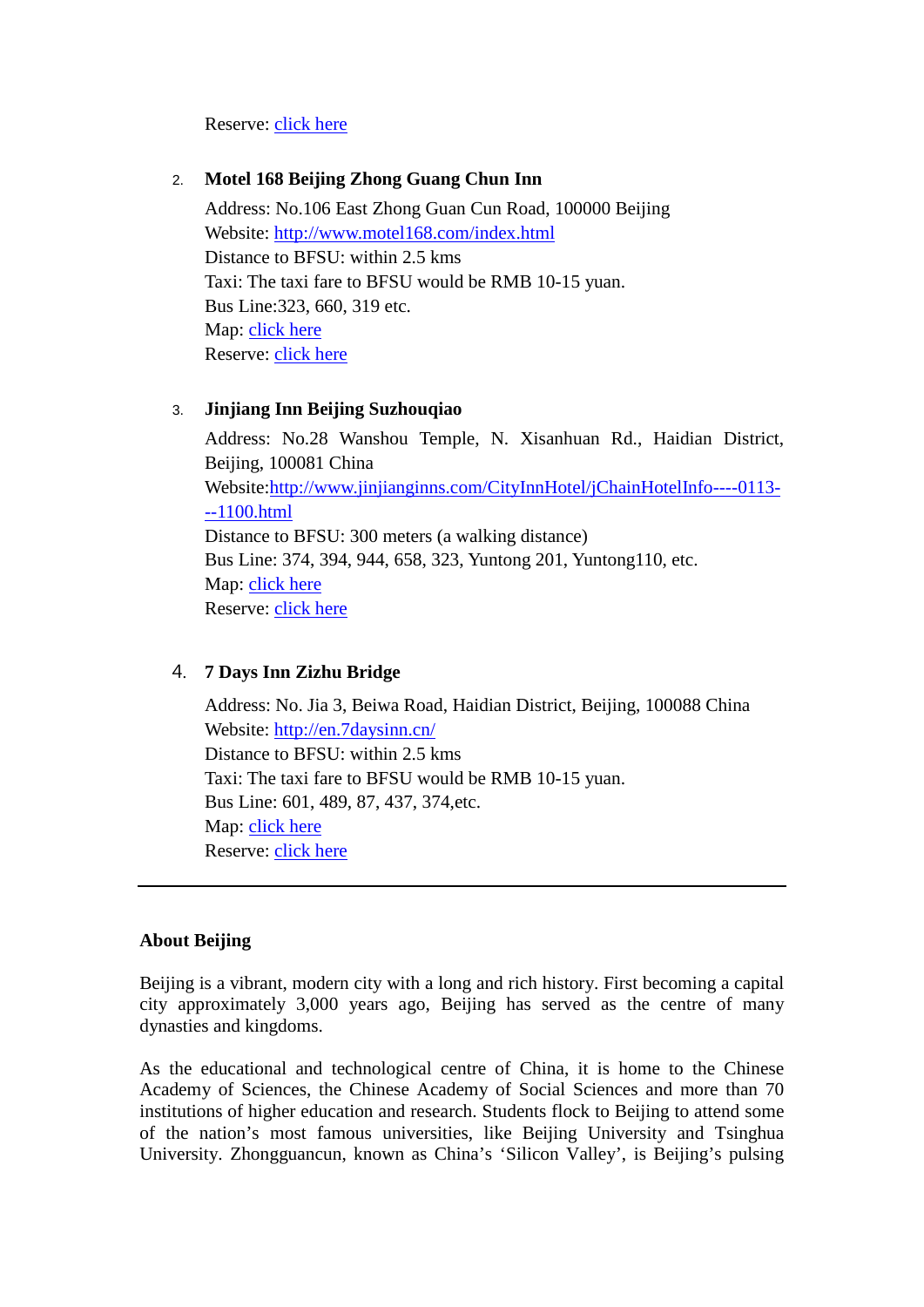Reserve: click here

2. **Motel 168 Beijing Zhong Guang Chun Inn**

   Address: No.106 East Zhong Guan Cun Road, 100000 Beijing
   Website: http://www.motel168.com/index.html
   Distance to BFSU: within 2.5 kms
   Taxi: The taxi fare to BFSU would be RMB 10-15 yuan.
   Bus Line:323, 660, 319 etc.
   Map: click here
   Reserve: click here

3. **Jinjiang Inn Beijing Suzhouqiao**

   Address: No.28 Wanshou Temple, N. Xisanhuan Rd., Haidian District, Beijing, 100081 China
   Website:http://www.jinjianginns.com/CityInnHotel/jChainHotelInfo----0113---1100.html
   Distance to BFSU: 300 meters (a walking distance)
   Bus Line: 374, 394, 944, 658, 323, Yuntong 201, Yuntong110, etc.
   Map: click here
   Reserve: click here

4. **7 Days Inn Zizhu Bridge**

   Address: No. Jia 3, Beiwa Road, Haidian District, Beijing, 100088 China
   Website: http://en.7daysinn.cn/
   Distance to BFSU: within 2.5 kms
   Taxi: The taxi fare to BFSU would be RMB 10-15 yuan.
   Bus Line: 601, 489, 87, 437, 374,etc.
   Map: click here
   Reserve: click here

---

**About Beijing**

Beijing is a vibrant, modern city with a long and rich history. First becoming a capital city approximately 3,000 years ago, Beijing has served as the centre of many dynasties and kingdoms.

As the educational and technological centre of China, it is home to the Chinese Academy of Sciences, the Chinese Academy of Social Sciences and more than 70 institutions of higher education and research. Students flock to Beijing to attend some of the nation's most famous universities, like Beijing University and Tsinghua University. Zhongguancun, known as China's 'Silicon Valley', is Beijing's pulsing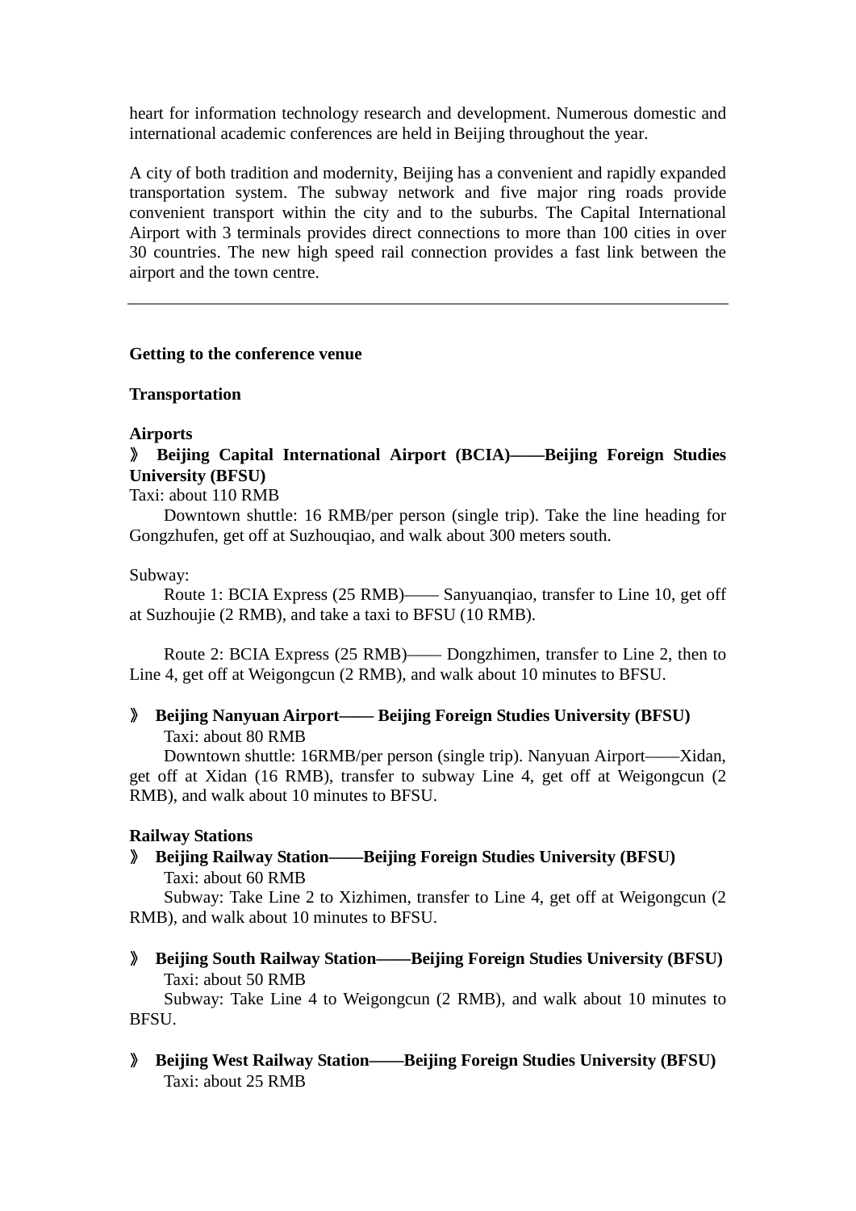heart for information technology research and development. Numerous domestic and international academic conferences are held in Beijing throughout the year.

A city of both tradition and modernity, Beijing has a convenient and rapidly expanded transportation system. The subway network and five major ring roads provide convenient transport within the city and to the suburbs. The Capital International Airport with 3 terminals provides direct connections to more than 100 cities in over 30 countries. The new high speed rail connection provides a fast link between the airport and the town centre.

---

**Getting to the conference venue**

**Transportation**

**Airports**

》 **Beijing Capital International Airport (BCIA)——Beijing Foreign Studies University (BFSU)**

Taxi: about 110 RMB

Downtown shuttle: 16 RMB/per person (single trip). Take the line heading for Gongzhufen, get off at Suzhouqiao, and walk about 300 meters south.

Subway:

Route 1: BCIA Express (25 RMB)—— Sanyuanqiao, transfer to Line 10, get off at Suzhoujie (2 RMB), and take a taxi to BFSU (10 RMB).

Route 2: BCIA Express (25 RMB)—— Dongzhimen, transfer to Line 2, then to Line 4, get off at Weigongcun (2 RMB), and walk about 10 minutes to BFSU.

》 **Beijing Nanyuan Airport—— Beijing Foreign Studies University (BFSU)**

Taxi: about 80 RMB

Downtown shuttle: 16RMB/per person (single trip). Nanyuan Airport——Xidan, get off at Xidan (16 RMB), transfer to subway Line 4, get off at Weigongcun (2 RMB), and walk about 10 minutes to BFSU.

**Railway Stations**

》 **Beijing Railway Station——Beijing Foreign Studies University (BFSU)**

Taxi: about 60 RMB

Subway: Take Line 2 to Xizhimen, transfer to Line 4, get off at Weigongcun (2 RMB), and walk about 10 minutes to BFSU.

》 **Beijing South Railway Station——Beijing Foreign Studies University (BFSU)**

Taxi: about 50 RMB

Subway: Take Line 4 to Weigongcun (2 RMB), and walk about 10 minutes to BFSU.

》 **Beijing West Railway Station——Beijing Foreign Studies University (BFSU)**

Taxi: about 25 RMB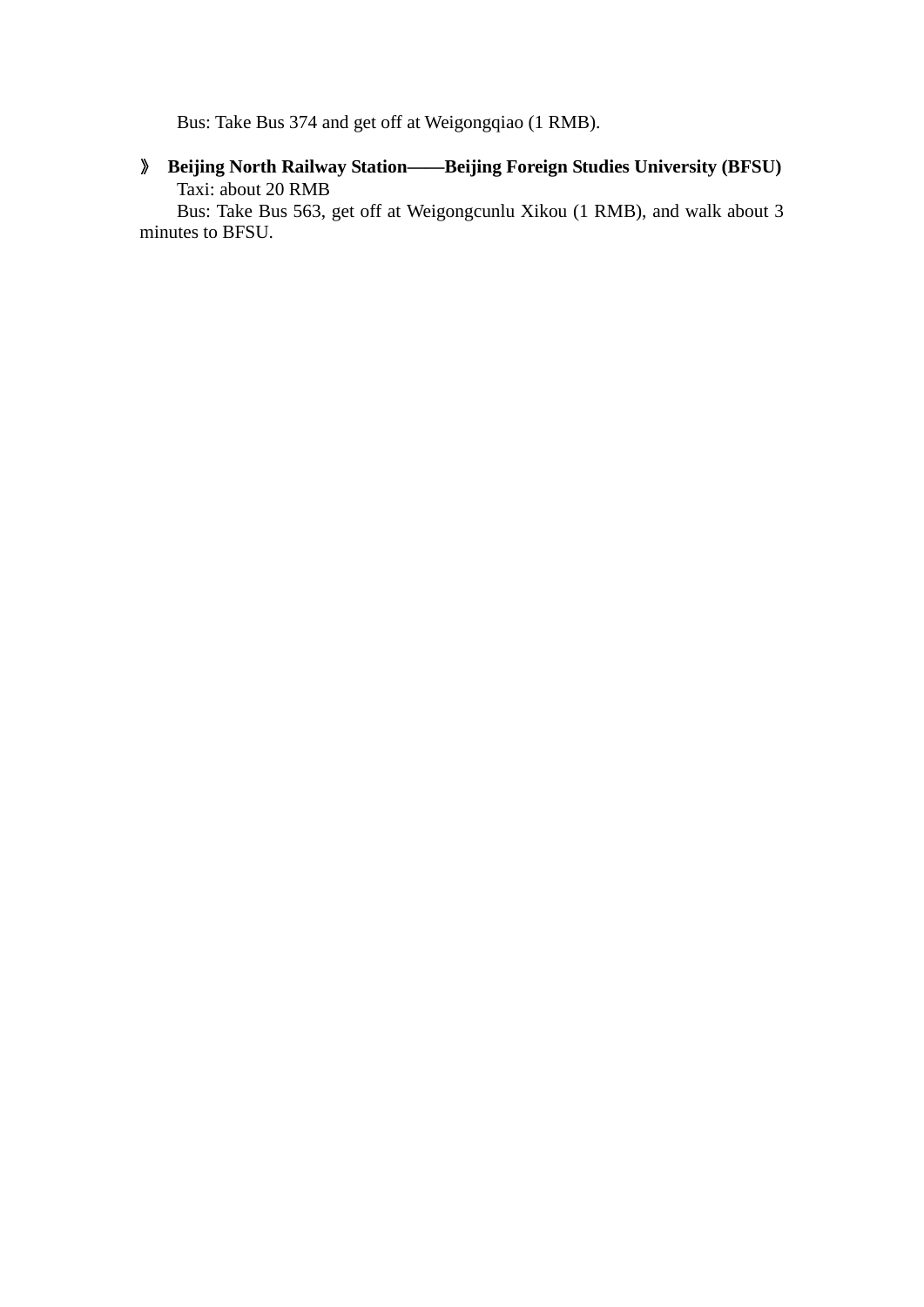Bus: Take Bus 374 and get off at Weigongqiao (1 RMB).

》 **Beijing North Railway Station——Beijing Foreign Studies University (BFSU)**

Taxi: about 20 RMB

Bus: Take Bus 563, get off at Weigongcunlu Xikou (1 RMB), and walk about 3 minutes to BFSU.